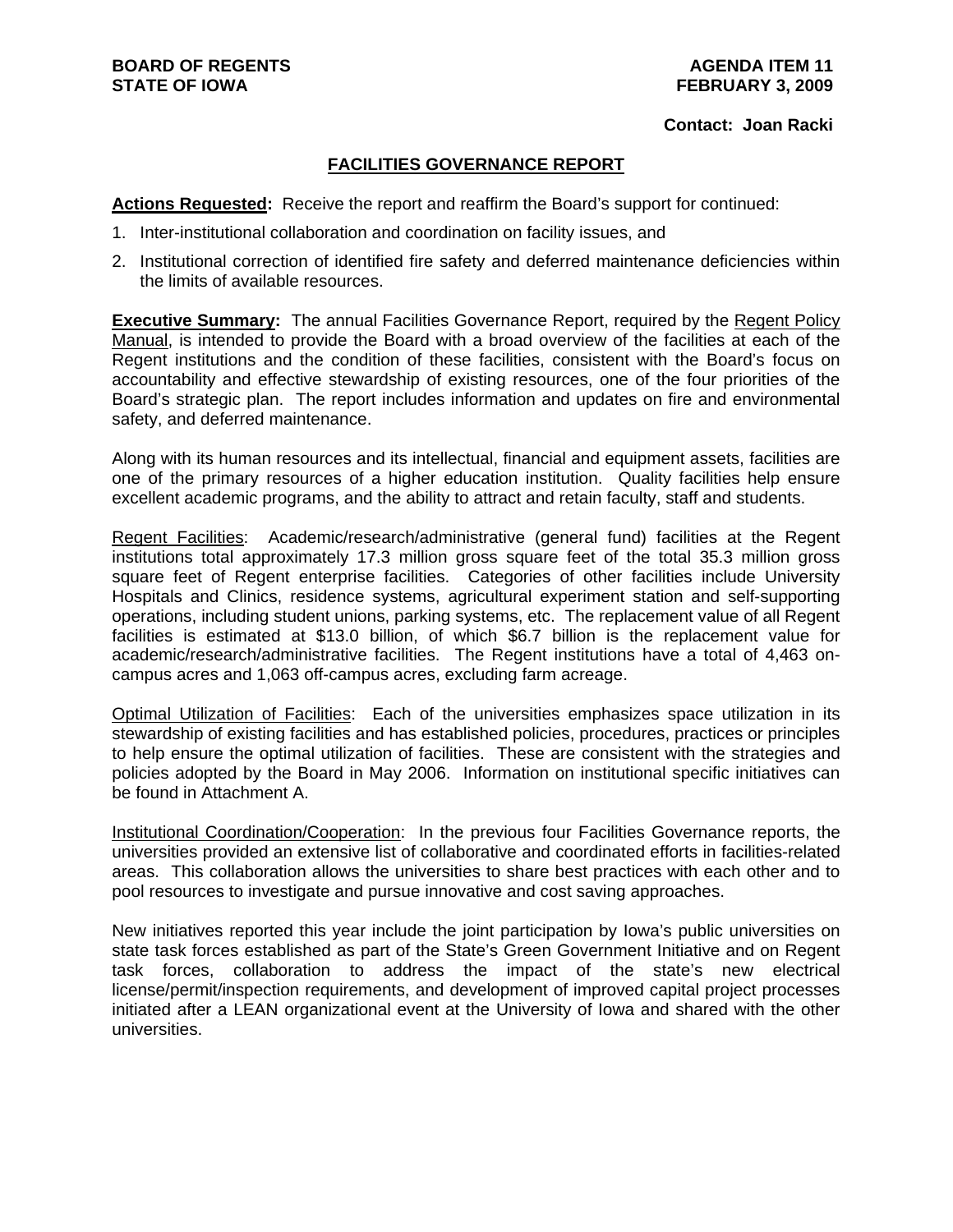**BOARD OF REGENTS**
**STATE OF IOWA**

**AGENDA ITEM 11**
**FEBRUARY 3, 2009**

**Contact: Joan Racki**

## FACILITIES GOVERNANCE REPORT

**Actions Requested:** Receive the report and reaffirm the Board's support for continued:

1. Inter-institutional collaboration and coordination on facility issues, and
2. Institutional correction of identified fire safety and deferred maintenance deficiencies within the limits of available resources.

**Executive Summary:** The annual Facilities Governance Report, required by the Regent Policy Manual, is intended to provide the Board with a broad overview of the facilities at each of the Regent institutions and the condition of these facilities, consistent with the Board's focus on accountability and effective stewardship of existing resources, one of the four priorities of the Board's strategic plan. The report includes information and updates on fire and environmental safety, and deferred maintenance.

Along with its human resources and its intellectual, financial and equipment assets, facilities are one of the primary resources of a higher education institution. Quality facilities help ensure excellent academic programs, and the ability to attract and retain faculty, staff and students.

Regent Facilities: Academic/research/administrative (general fund) facilities at the Regent institutions total approximately 17.3 million gross square feet of the total 35.3 million gross square feet of Regent enterprise facilities. Categories of other facilities include University Hospitals and Clinics, residence systems, agricultural experiment station and self-supporting operations, including student unions, parking systems, etc. The replacement value of all Regent facilities is estimated at $13.0 billion, of which $6.7 billion is the replacement value for academic/research/administrative facilities. The Regent institutions have a total of 4,463 on-campus acres and 1,063 off-campus acres, excluding farm acreage.

Optimal Utilization of Facilities: Each of the universities emphasizes space utilization in its stewardship of existing facilities and has established policies, procedures, practices or principles to help ensure the optimal utilization of facilities. These are consistent with the strategies and policies adopted by the Board in May 2006. Information on institutional specific initiatives can be found in Attachment A.

Institutional Coordination/Cooperation: In the previous four Facilities Governance reports, the universities provided an extensive list of collaborative and coordinated efforts in facilities-related areas. This collaboration allows the universities to share best practices with each other and to pool resources to investigate and pursue innovative and cost saving approaches.

New initiatives reported this year include the joint participation by Iowa's public universities on state task forces established as part of the State's Green Government Initiative and on Regent task forces, collaboration to address the impact of the state's new electrical license/permit/inspection requirements, and development of improved capital project processes initiated after a LEAN organizational event at the University of Iowa and shared with the other universities.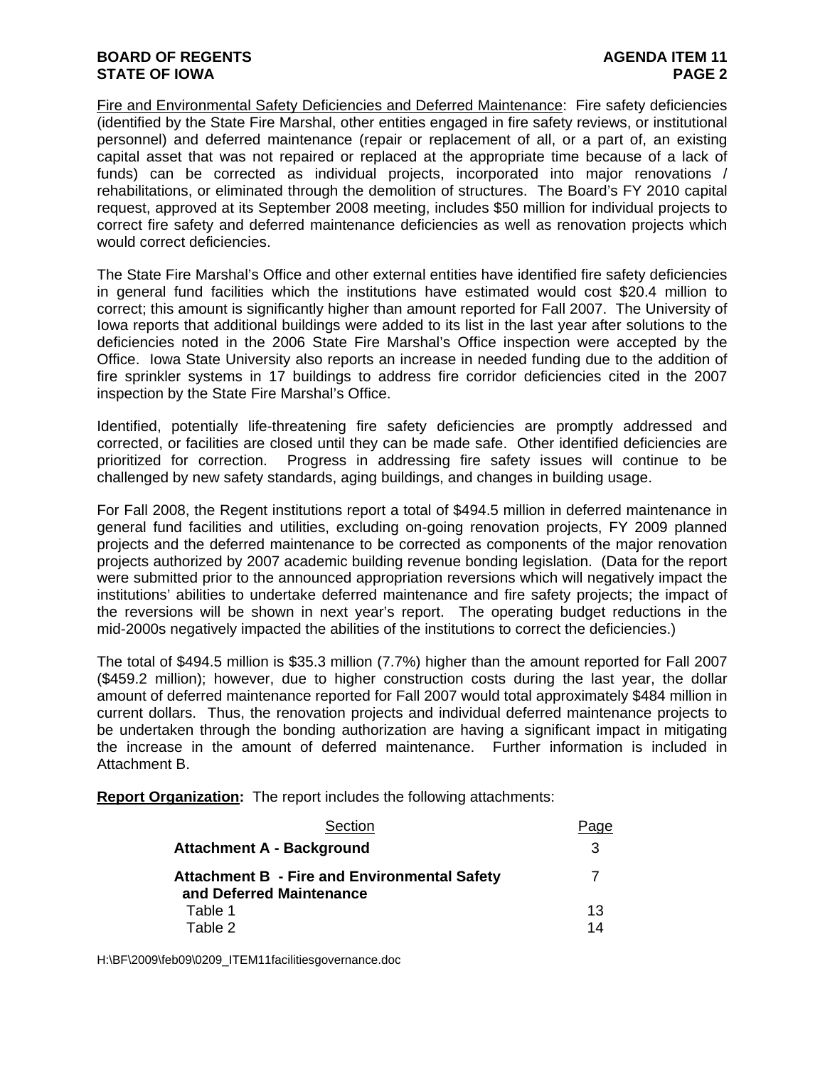Fire and Environmental Safety Deficiencies and Deferred Maintenance: Fire safety deficiencies (identified by the State Fire Marshal, other entities engaged in fire safety reviews, or institutional personnel) and deferred maintenance (repair or replacement of all, or a part of, an existing capital asset that was not repaired or replaced at the appropriate time because of a lack of funds) can be corrected as individual projects, incorporated into major renovations / rehabilitations, or eliminated through the demolition of structures. The Board's FY 2010 capital request, approved at its September 2008 meeting, includes $50 million for individual projects to correct fire safety and deferred maintenance deficiencies as well as renovation projects which would correct deficiencies.

The State Fire Marshal's Office and other external entities have identified fire safety deficiencies in general fund facilities which the institutions have estimated would cost $20.4 million to correct; this amount is significantly higher than amount reported for Fall 2007. The University of Iowa reports that additional buildings were added to its list in the last year after solutions to the deficiencies noted in the 2006 State Fire Marshal's Office inspection were accepted by the Office. Iowa State University also reports an increase in needed funding due to the addition of fire sprinkler systems in 17 buildings to address fire corridor deficiencies cited in the 2007 inspection by the State Fire Marshal's Office.

Identified, potentially life-threatening fire safety deficiencies are promptly addressed and corrected, or facilities are closed until they can be made safe. Other identified deficiencies are prioritized for correction. Progress in addressing fire safety issues will continue to be challenged by new safety standards, aging buildings, and changes in building usage.

For Fall 2008, the Regent institutions report a total of $494.5 million in deferred maintenance in general fund facilities and utilities, excluding on-going renovation projects, FY 2009 planned projects and the deferred maintenance to be corrected as components of the major renovation projects authorized by 2007 academic building revenue bonding legislation. (Data for the report were submitted prior to the announced appropriation reversions which will negatively impact the institutions' abilities to undertake deferred maintenance and fire safety projects; the impact of the reversions will be shown in next year's report. The operating budget reductions in the mid-2000s negatively impacted the abilities of the institutions to correct the deficiencies.)

The total of $494.5 million is $35.3 million (7.7%) higher than the amount reported for Fall 2007 ($459.2 million); however, due to higher construction costs during the last year, the dollar amount of deferred maintenance reported for Fall 2007 would total approximately $484 million in current dollars. Thus, the renovation projects and individual deferred maintenance projects to be undertaken through the bonding authorization are having a significant impact in mitigating the increase in the amount of deferred maintenance. Further information is included in Attachment B.

**Report Organization:** The report includes the following attachments:

| Section | Page |
|---|---|
| **Attachment A - Background** | 3 |
| **Attachment B - Fire and Environmental Safety and Deferred Maintenance** | 7 |
| Table 1 | 13 |
| Table 2 | 14 |

H:\BF\2009\feb09\0209_ITEM11facilitiesgovernance.doc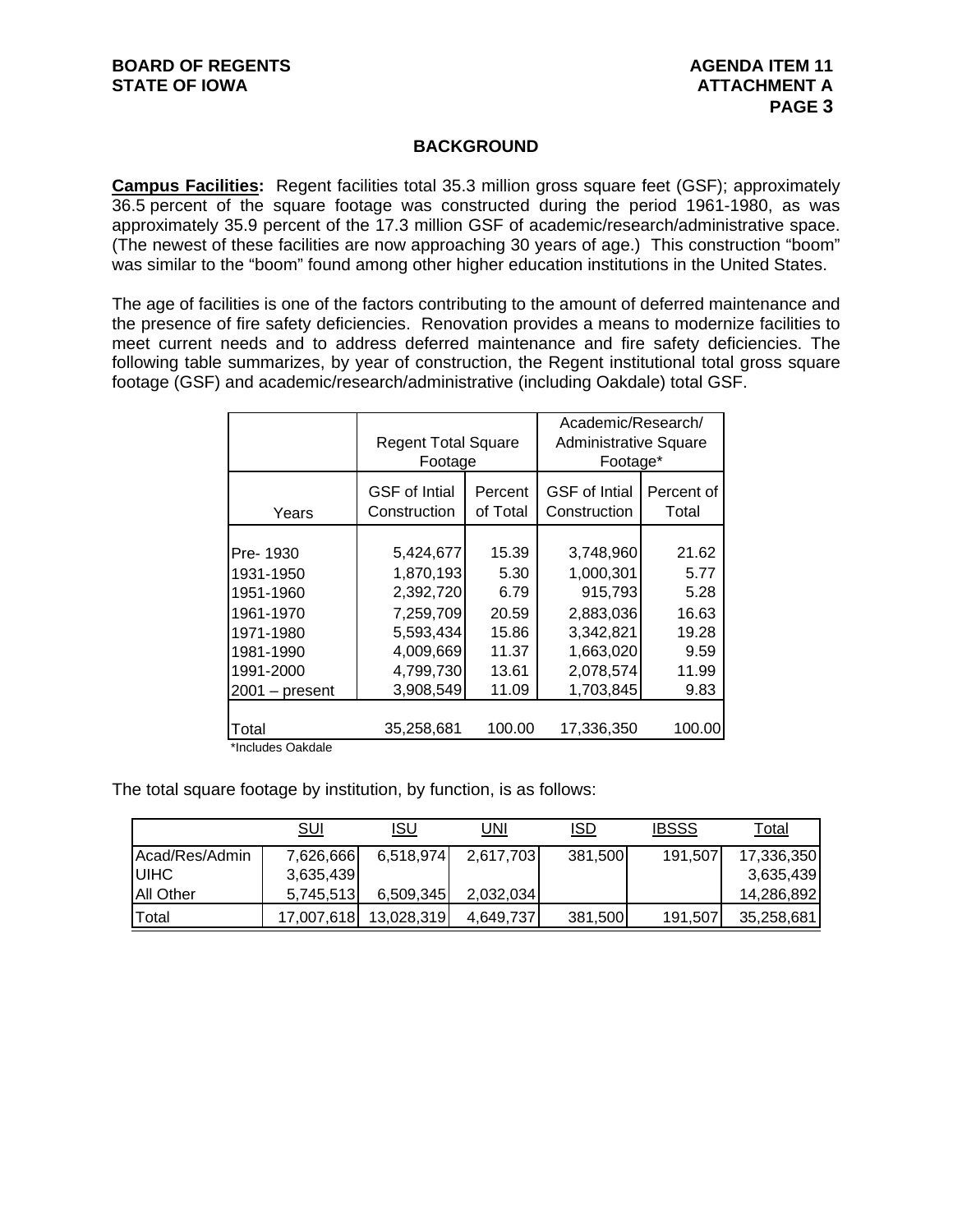## BACKGROUND

**Campus Facilities:** Regent facilities total 35.3 million gross square feet (GSF); approximately 36.5 percent of the square footage was constructed during the period 1961-1980, as was approximately 35.9 percent of the 17.3 million GSF of academic/research/administrative space. (The newest of these facilities are now approaching 30 years of age.) This construction "boom" was similar to the "boom" found among other higher education institutions in the United States.

The age of facilities is one of the factors contributing to the amount of deferred maintenance and the presence of fire safety deficiencies. Renovation provides a means to modernize facilities to meet current needs and to address deferred maintenance and fire safety deficiencies. The following table summarizes, by year of construction, the Regent institutional total gross square footage (GSF) and academic/research/administrative (including Oakdale) total GSF.

| | Regent Total Square Footage | | Academic/Research/ Administrative Square Footage* | |
|---|---|---|---|---|
| Years | GSF of Intial Construction | Percent of Total | GSF of Intial Construction | Percent of Total |
| Pre- 1930 | 5,424,677 | 15.39 | 3,748,960 | 21.62 |
| 1931-1950 | 1,870,193 | 5.30 | 1,000,301 | 5.77 |
| 1951-1960 | 2,392,720 | 6.79 | 915,793 | 5.28 |
| 1961-1970 | 7,259,709 | 20.59 | 2,883,036 | 16.63 |
| 1971-1980 | 5,593,434 | 15.86 | 3,342,821 | 19.28 |
| 1981-1990 | 4,009,669 | 11.37 | 1,663,020 | 9.59 |
| 1991-2000 | 4,799,730 | 13.61 | 2,078,574 | 11.99 |
| 2001 – present | 3,908,549 | 11.09 | 1,703,845 | 9.83 |
| Total | 35,258,681 | 100.00 | 17,336,350 | 100.00 |

*Includes Oakdale

The total square footage by institution, by function, is as follows:

| | SUI | ISU | UNI | ISD | IBSSS | Total |
|---|---|---|---|---|---|---|
| Acad/Res/Admin | 7,626,666 | 6,518,974 | 2,617,703 | 381,500 | 191,507 | 17,336,350 |
| UIHC | 3,635,439 | | | | | 3,635,439 |
| All Other | 5,745,513 | 6,509,345 | 2,032,034 | | | 14,286,892 |
| Total | 17,007,618 | 13,028,319 | 4,649,737 | 381,500 | 191,507 | 35,258,681 |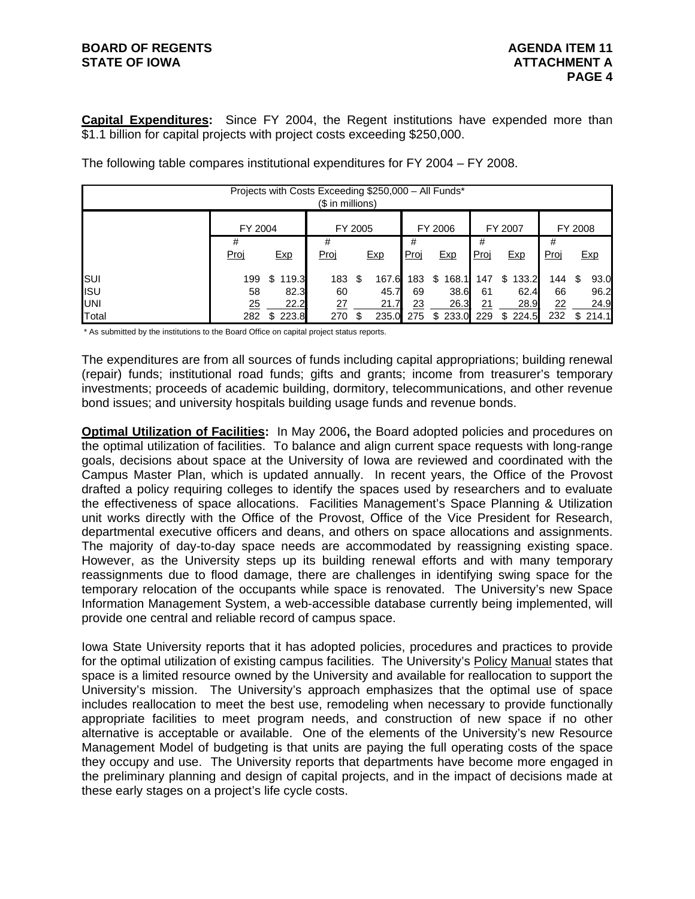**Capital Expenditures:** Since FY 2004, the Regent institutions have expended more than $1.1 billion for capital projects with project costs exceeding $250,000.

The following table compares institutional expenditures for FY 2004 – FY 2008.

| Projects with Costs Exceeding $250,000 – All Funds* ($ in millions) | | | | | | | | | | |
|---|---|---|---|---|---|---|---|---|---|---|
| | FY 2004 | | FY 2005 | | FY 2006 | | FY 2007 | | FY 2008 | |
| | # Proj | Exp | # Proj | Exp | # Proj | Exp | # Proj | Exp | # Proj | Exp |
| SUI | 199 | $ 119.3 | 183 | $ 167.6 | 183 | $ 168.1 | 147 | $ 133.2 | 144 | $ 93.0 |
| ISU | 58 | 82.3 | 60 | 45.7 | 69 | 38.6 | 61 | 62.4 | 66 | 96.2 |
| UNI | 25 | 22.2 | 27 | 21.7 | 23 | 26.3 | 21 | 28.9 | 22 | 24.9 |
| Total | 282 | $ 223.8 | 270 | $ 235.0 | 275 | $ 233.0 | 229 | $ 224.5 | 232 | $ 214.1 |

\* As submitted by the institutions to the Board Office on capital project status reports.

The expenditures are from all sources of funds including capital appropriations; building renewal (repair) funds; institutional road funds; gifts and grants; income from treasurer's temporary investments; proceeds of academic building, dormitory, telecommunications, and other revenue bond issues; and university hospitals building usage funds and revenue bonds.

**Optimal Utilization of Facilities:** In May 2006**,** the Board adopted policies and procedures on the optimal utilization of facilities. To balance and align current space requests with long-range goals, decisions about space at the University of Iowa are reviewed and coordinated with the Campus Master Plan, which is updated annually. In recent years, the Office of the Provost drafted a policy requiring colleges to identify the spaces used by researchers and to evaluate the effectiveness of space allocations. Facilities Management's Space Planning & Utilization unit works directly with the Office of the Provost, Office of the Vice President for Research, departmental executive officers and deans, and others on space allocations and assignments. The majority of day-to-day space needs are accommodated by reassigning existing space. However, as the University steps up its building renewal efforts and with many temporary reassignments due to flood damage, there are challenges in identifying swing space for the temporary relocation of the occupants while space is renovated. The University's new Space Information Management System, a web-accessible database currently being implemented, will provide one central and reliable record of campus space.

Iowa State University reports that it has adopted policies, procedures and practices to provide for the optimal utilization of existing campus facilities. The University's Policy Manual states that space is a limited resource owned by the University and available for reallocation to support the University's mission. The University's approach emphasizes that the optimal use of space includes reallocation to meet the best use, remodeling when necessary to provide functionally appropriate facilities to meet program needs, and construction of new space if no other alternative is acceptable or available. One of the elements of the University's new Resource Management Model of budgeting is that units are paying the full operating costs of the space they occupy and use. The University reports that departments have become more engaged in the preliminary planning and design of capital projects, and in the impact of decisions made at these early stages on a project's life cycle costs.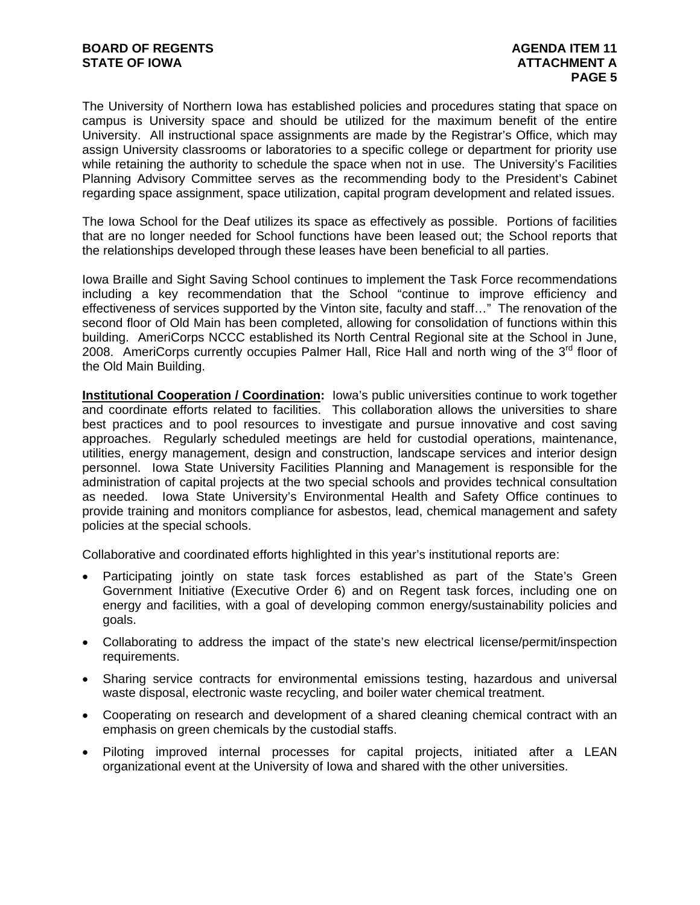The University of Northern Iowa has established policies and procedures stating that space on campus is University space and should be utilized for the maximum benefit of the entire University. All instructional space assignments are made by the Registrar's Office, which may assign University classrooms or laboratories to a specific college or department for priority use while retaining the authority to schedule the space when not in use. The University's Facilities Planning Advisory Committee serves as the recommending body to the President's Cabinet regarding space assignment, space utilization, capital program development and related issues.

The Iowa School for the Deaf utilizes its space as effectively as possible. Portions of facilities that are no longer needed for School functions have been leased out; the School reports that the relationships developed through these leases have been beneficial to all parties.

Iowa Braille and Sight Saving School continues to implement the Task Force recommendations including a key recommendation that the School "continue to improve efficiency and effectiveness of services supported by the Vinton site, faculty and staff…" The renovation of the second floor of Old Main has been completed, allowing for consolidation of functions within this building. AmeriCorps NCCC established its North Central Regional site at the School in June, 2008. AmeriCorps currently occupies Palmer Hall, Rice Hall and north wing of the 3rd floor of the Old Main Building.

**Institutional Cooperation / Coordination:** Iowa's public universities continue to work together and coordinate efforts related to facilities. This collaboration allows the universities to share best practices and to pool resources to investigate and pursue innovative and cost saving approaches. Regularly scheduled meetings are held for custodial operations, maintenance, utilities, energy management, design and construction, landscape services and interior design personnel. Iowa State University Facilities Planning and Management is responsible for the administration of capital projects at the two special schools and provides technical consultation as needed. Iowa State University's Environmental Health and Safety Office continues to provide training and monitors compliance for asbestos, lead, chemical management and safety policies at the special schools.

Collaborative and coordinated efforts highlighted in this year's institutional reports are:

- Participating jointly on state task forces established as part of the State's Green Government Initiative (Executive Order 6) and on Regent task forces, including one on energy and facilities, with a goal of developing common energy/sustainability policies and goals.
- Collaborating to address the impact of the state's new electrical license/permit/inspection requirements.
- Sharing service contracts for environmental emissions testing, hazardous and universal waste disposal, electronic waste recycling, and boiler water chemical treatment.
- Cooperating on research and development of a shared cleaning chemical contract with an emphasis on green chemicals by the custodial staffs.
- Piloting improved internal processes for capital projects, initiated after a LEAN organizational event at the University of Iowa and shared with the other universities.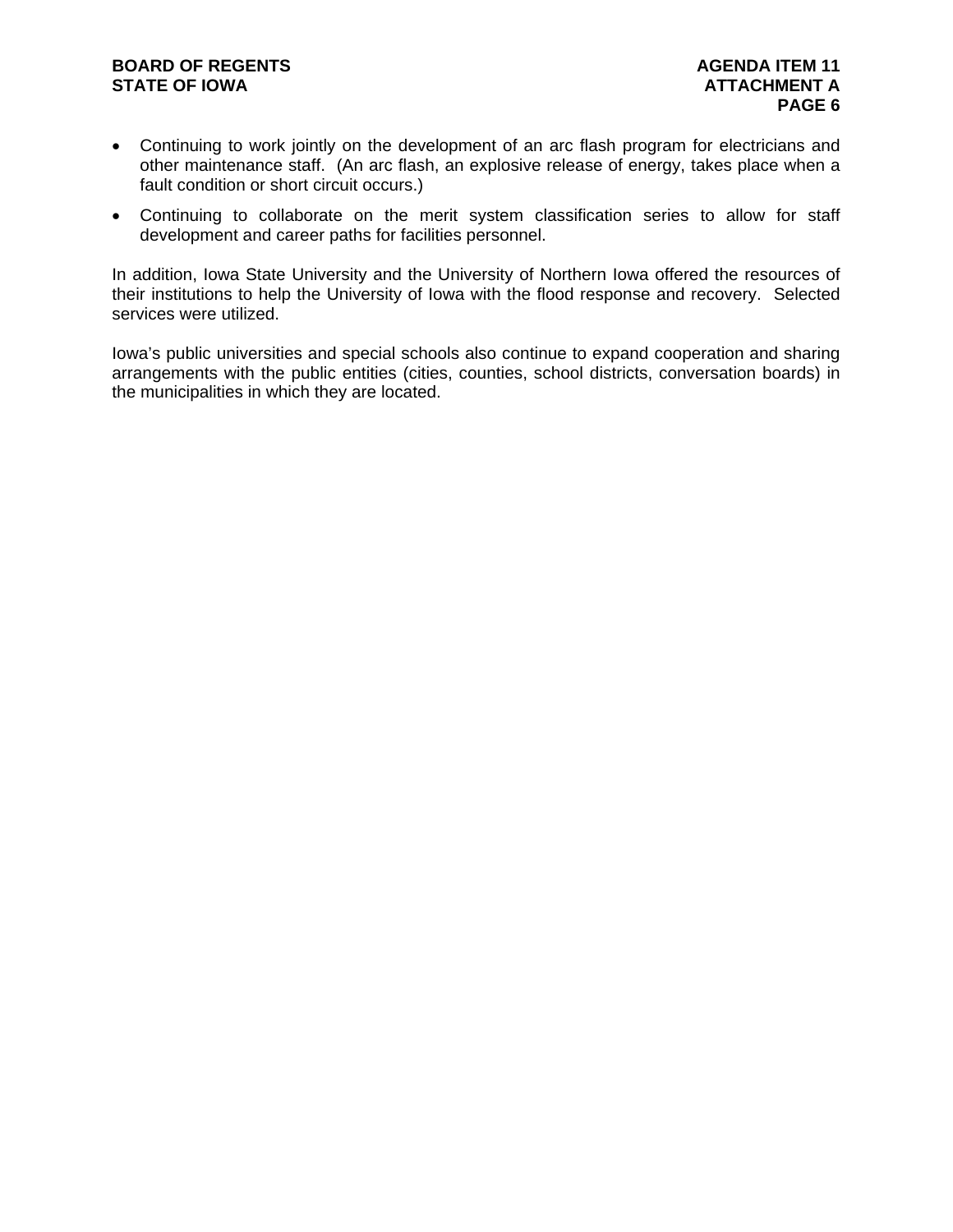- Continuing to work jointly on the development of an arc flash program for electricians and other maintenance staff. (An arc flash, an explosive release of energy, takes place when a fault condition or short circuit occurs.)
- Continuing to collaborate on the merit system classification series to allow for staff development and career paths for facilities personnel.

In addition, Iowa State University and the University of Northern Iowa offered the resources of their institutions to help the University of Iowa with the flood response and recovery. Selected services were utilized.

Iowa's public universities and special schools also continue to expand cooperation and sharing arrangements with the public entities (cities, counties, school districts, conversation boards) in the municipalities in which they are located.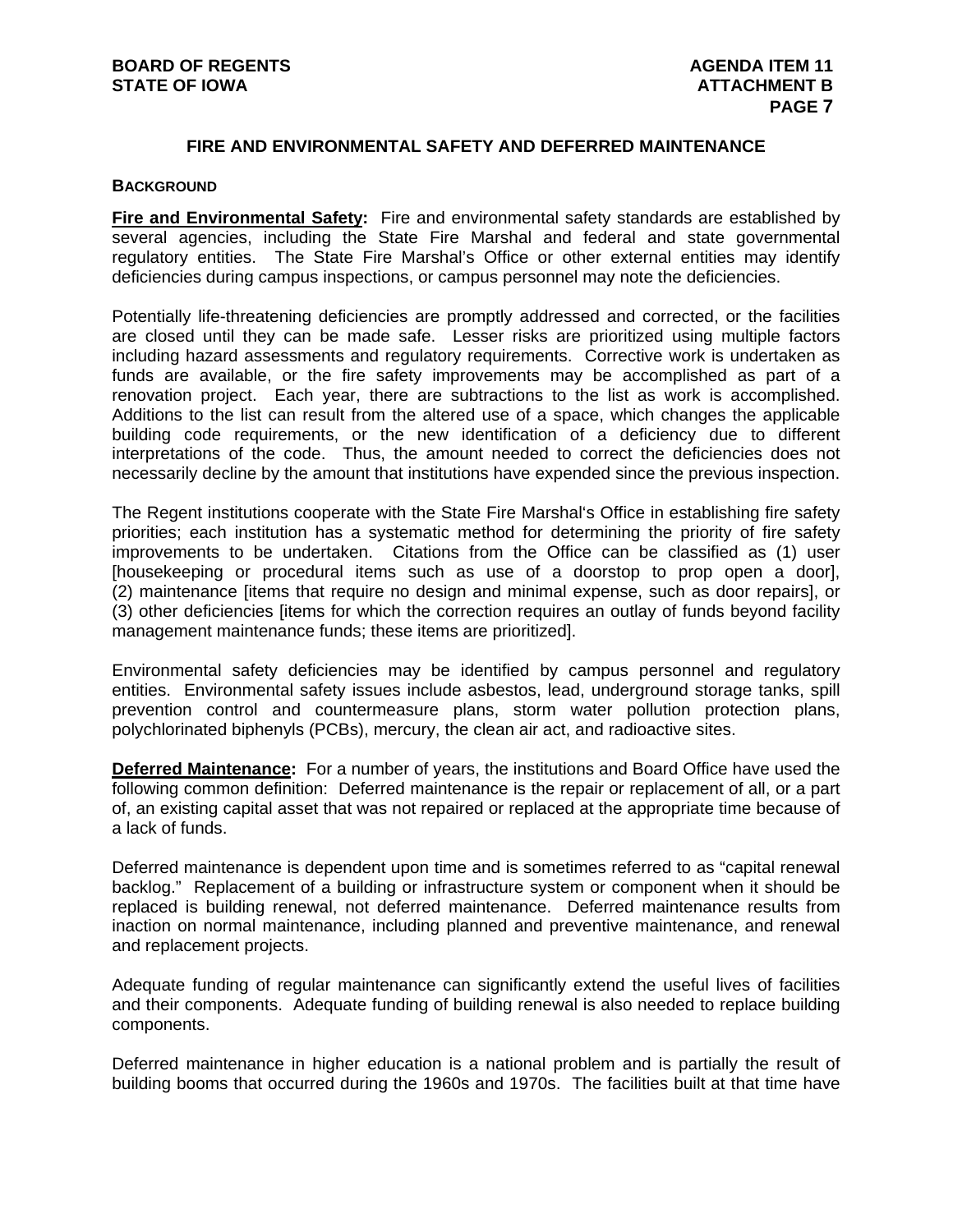## FIRE AND ENVIRONMENTAL SAFETY AND DEFERRED MAINTENANCE

### BACKGROUND

**Fire and Environmental Safety:** Fire and environmental safety standards are established by several agencies, including the State Fire Marshal and federal and state governmental regulatory entities. The State Fire Marshal's Office or other external entities may identify deficiencies during campus inspections, or campus personnel may note the deficiencies.

Potentially life-threatening deficiencies are promptly addressed and corrected, or the facilities are closed until they can be made safe. Lesser risks are prioritized using multiple factors including hazard assessments and regulatory requirements. Corrective work is undertaken as funds are available, or the fire safety improvements may be accomplished as part of a renovation project. Each year, there are subtractions to the list as work is accomplished. Additions to the list can result from the altered use of a space, which changes the applicable building code requirements, or the new identification of a deficiency due to different interpretations of the code. Thus, the amount needed to correct the deficiencies does not necessarily decline by the amount that institutions have expended since the previous inspection.

The Regent institutions cooperate with the State Fire Marshal's Office in establishing fire safety priorities; each institution has a systematic method for determining the priority of fire safety improvements to be undertaken. Citations from the Office can be classified as (1) user [housekeeping or procedural items such as use of a doorstop to prop open a door], (2) maintenance [items that require no design and minimal expense, such as door repairs], or (3) other deficiencies [items for which the correction requires an outlay of funds beyond facility management maintenance funds; these items are prioritized].

Environmental safety deficiencies may be identified by campus personnel and regulatory entities. Environmental safety issues include asbestos, lead, underground storage tanks, spill prevention control and countermeasure plans, storm water pollution protection plans, polychlorinated biphenyls (PCBs), mercury, the clean air act, and radioactive sites.

**Deferred Maintenance:** For a number of years, the institutions and Board Office have used the following common definition: Deferred maintenance is the repair or replacement of all, or a part of, an existing capital asset that was not repaired or replaced at the appropriate time because of a lack of funds.

Deferred maintenance is dependent upon time and is sometimes referred to as "capital renewal backlog." Replacement of a building or infrastructure system or component when it should be replaced is building renewal, not deferred maintenance. Deferred maintenance results from inaction on normal maintenance, including planned and preventive maintenance, and renewal and replacement projects.

Adequate funding of regular maintenance can significantly extend the useful lives of facilities and their components. Adequate funding of building renewal is also needed to replace building components.

Deferred maintenance in higher education is a national problem and is partially the result of building booms that occurred during the 1960s and 1970s. The facilities built at that time have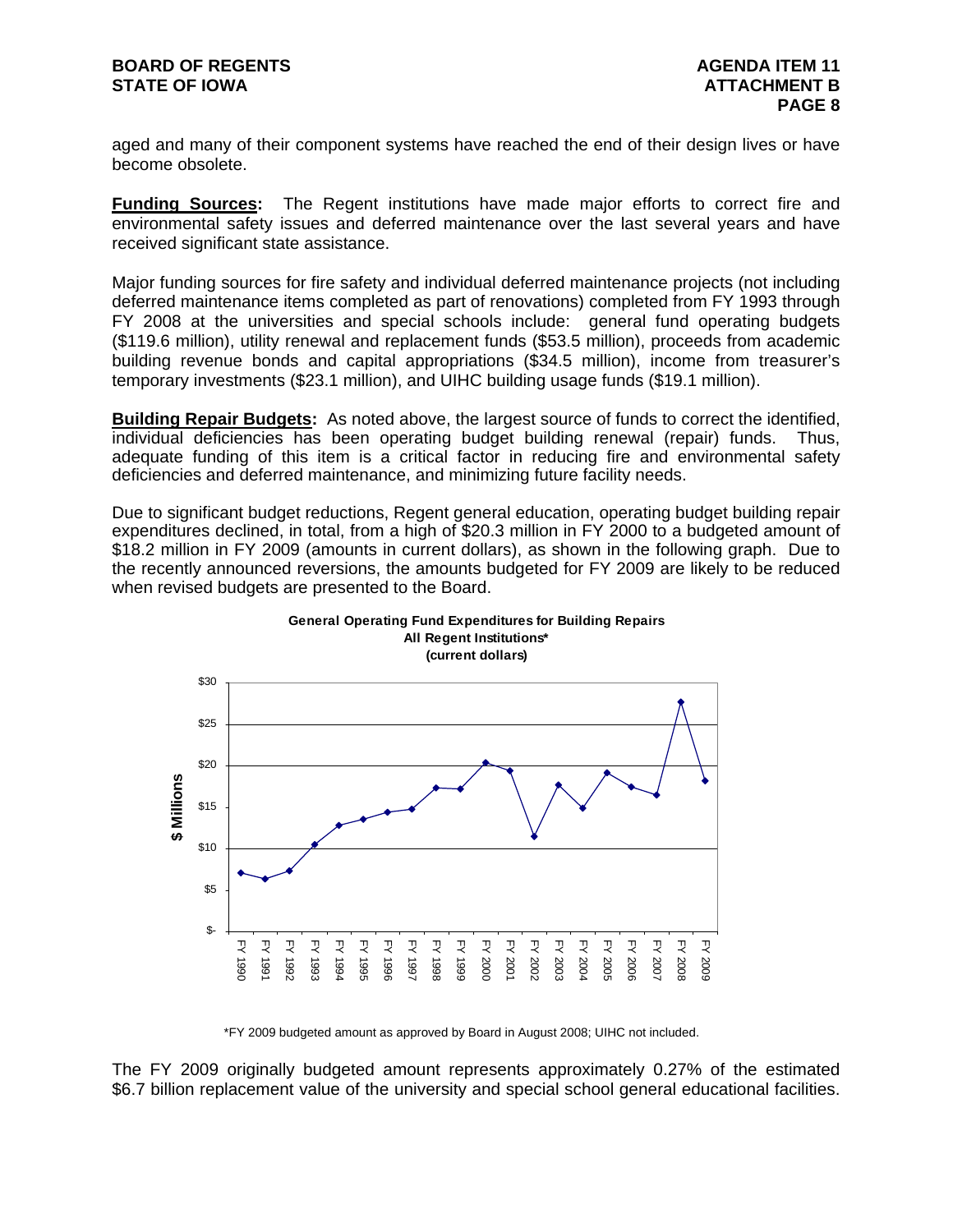aged and many of their component systems have reached the end of their design lives or have become obsolete.

**Funding Sources:** The Regent institutions have made major efforts to correct fire and environmental safety issues and deferred maintenance over the last several years and have received significant state assistance.

Major funding sources for fire safety and individual deferred maintenance projects (not including deferred maintenance items completed as part of renovations) completed from FY 1993 through FY 2008 at the universities and special schools include: general fund operating budgets ($119.6 million), utility renewal and replacement funds ($53.5 million), proceeds from academic building revenue bonds and capital appropriations ($34.5 million), income from treasurer's temporary investments ($23.1 million), and UIHC building usage funds ($19.1 million).

**Building Repair Budgets:** As noted above, the largest source of funds to correct the identified, individual deficiencies has been operating budget building renewal (repair) funds. Thus, adequate funding of this item is a critical factor in reducing fire and environmental safety deficiencies and deferred maintenance, and minimizing future facility needs.

Due to significant budget reductions, Regent general education, operating budget building repair expenditures declined, in total, from a high of $20.3 million in FY 2000 to a budgeted amount of $18.2 million in FY 2009 (amounts in current dollars), as shown in the following graph. Due to the recently announced reversions, the amounts budgeted for FY 2009 are likely to be reduced when revised budgets are presented to the Board.

**General Operating Fund Expenditures for Building Repairs**
**All Regent Institutions***
**(current dollars)**

\*FY 2009 budgeted amount as approved by Board in August 2008; UIHC not included.

The FY 2009 originally budgeted amount represents approximately 0.27% of the estimated $6.7 billion replacement value of the university and special school general educational facilities.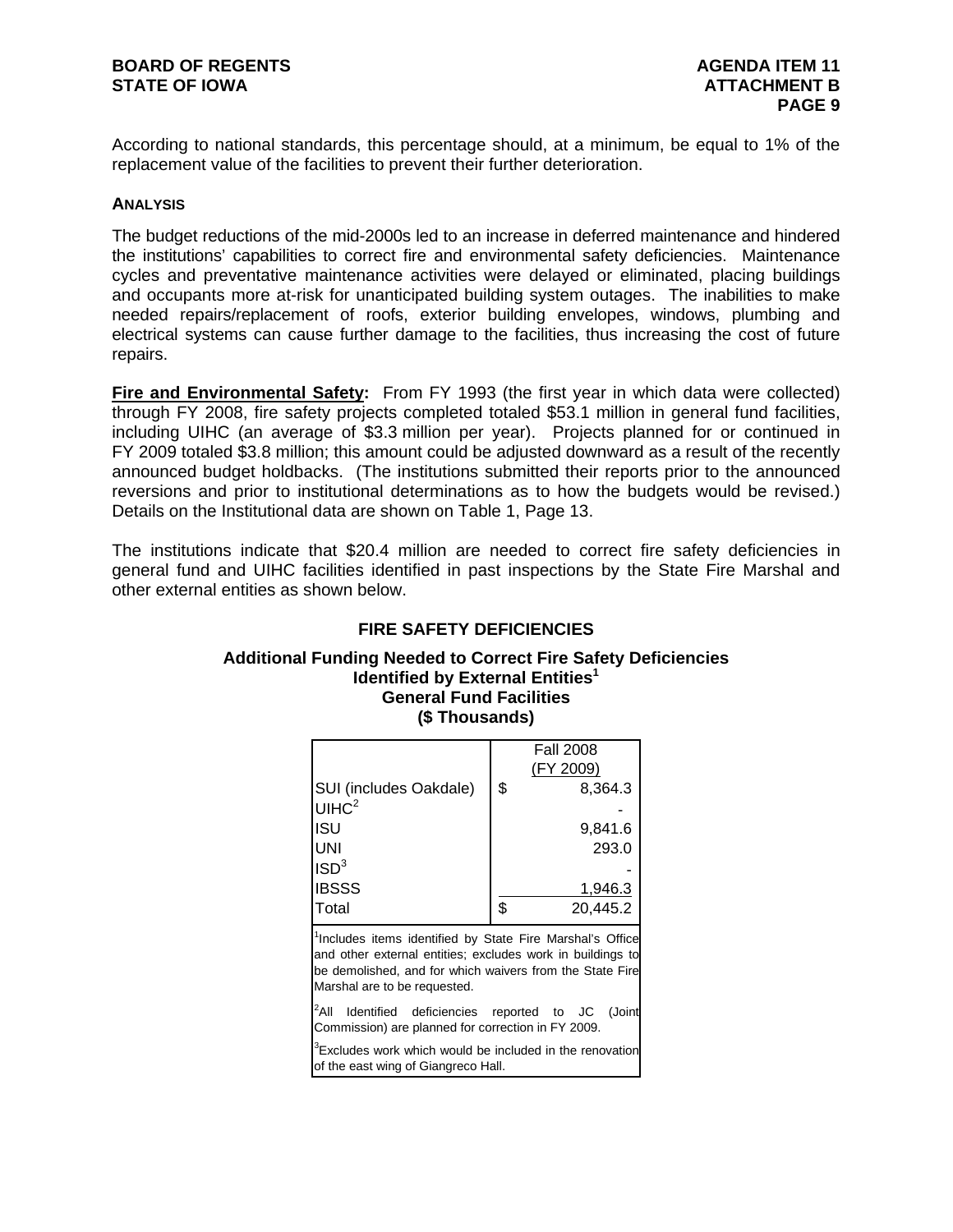According to national standards, this percentage should, at a minimum, be equal to 1% of the replacement value of the facilities to prevent their further deterioration.

## ANALYSIS

The budget reductions of the mid-2000s led to an increase in deferred maintenance and hindered the institutions' capabilities to correct fire and environmental safety deficiencies. Maintenance cycles and preventative maintenance activities were delayed or eliminated, placing buildings and occupants more at-risk for unanticipated building system outages. The inabilities to make needed repairs/replacement of roofs, exterior building envelopes, windows, plumbing and electrical systems can cause further damage to the facilities, thus increasing the cost of future repairs.

**Fire and Environmental Safety:** From FY 1993 (the first year in which data were collected) through FY 2008, fire safety projects completed totaled $53.1 million in general fund facilities, including UIHC (an average of $3.3 million per year). Projects planned for or continued in FY 2009 totaled $3.8 million; this amount could be adjusted downward as a result of the recently announced budget holdbacks. (The institutions submitted their reports prior to the announced reversions and prior to institutional determinations as to how the budgets would be revised.) Details on the Institutional data are shown on Table 1, Page 13.

The institutions indicate that $20.4 million are needed to correct fire safety deficiencies in general fund and UIHC facilities identified in past inspections by the State Fire Marshal and other external entities as shown below.

### FIRE SAFETY DEFICIENCIES

**Additional Funding Needed to Correct Fire Safety Deficiencies Identified by External Entities[1]**
**General Fund Facilities**
**($ Thousands)**

| | Fall 2008 (FY 2009) |
|---|---|
| SUI (includes Oakdale) | $ 8,364.3 |
| UIHC[2] | - |
| ISU | 9,841.6 |
| UNI | 293.0 |
| ISD[3] | - |
| IBSSS | 1,946.3 |
| Total | $ 20,445.2 |

[1]Includes items identified by State Fire Marshal's Office and other external entities; excludes work in buildings to be demolished, and for which waivers from the State Fire Marshal are to be requested.

[2]All Identified deficiencies reported to JC (Joint Commission) are planned for correction in FY 2009.

[3]Excludes work which would be included in the renovation of the east wing of Giangreco Hall.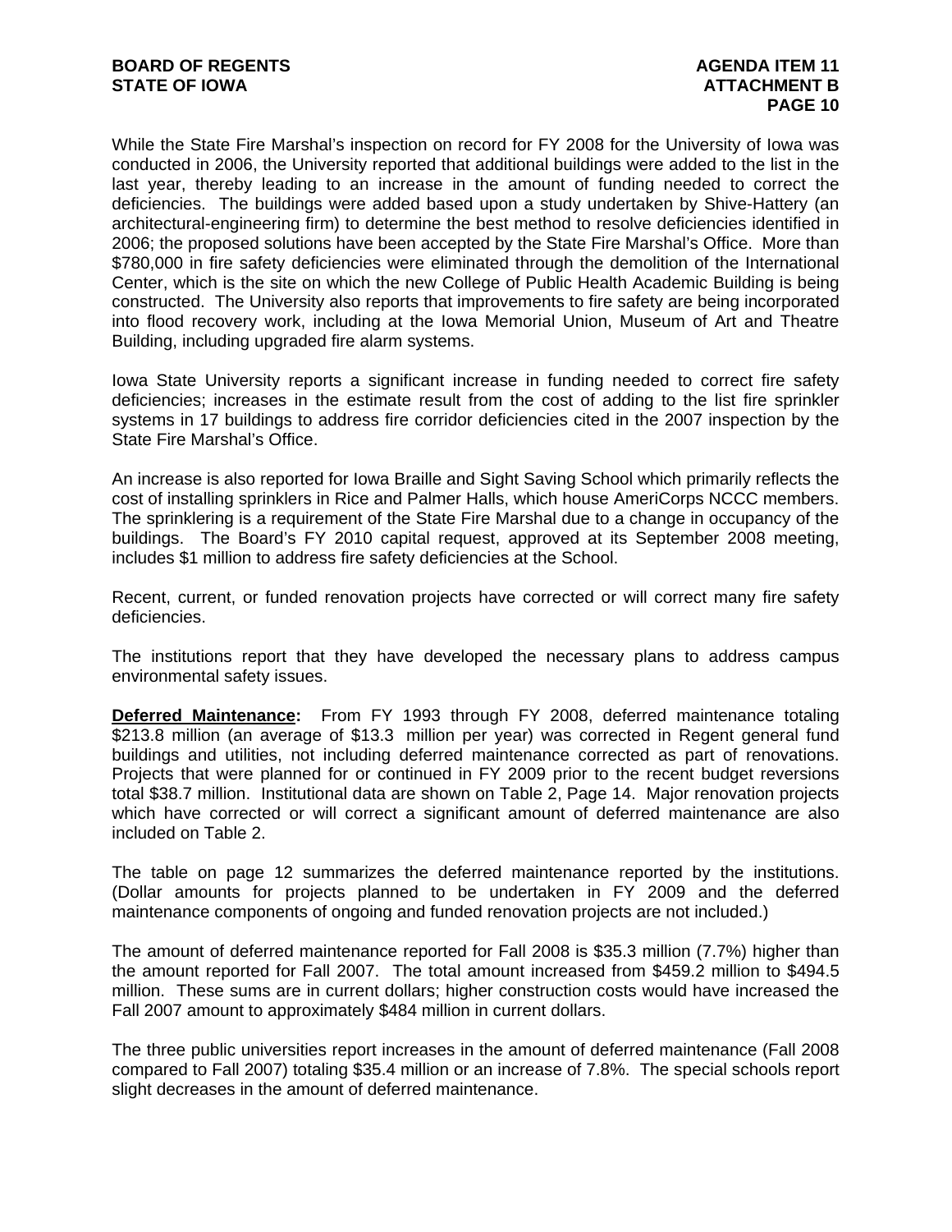While the State Fire Marshal's inspection on record for FY 2008 for the University of Iowa was conducted in 2006, the University reported that additional buildings were added to the list in the last year, thereby leading to an increase in the amount of funding needed to correct the deficiencies. The buildings were added based upon a study undertaken by Shive-Hattery (an architectural-engineering firm) to determine the best method to resolve deficiencies identified in 2006; the proposed solutions have been accepted by the State Fire Marshal's Office. More than $780,000 in fire safety deficiencies were eliminated through the demolition of the International Center, which is the site on which the new College of Public Health Academic Building is being constructed. The University also reports that improvements to fire safety are being incorporated into flood recovery work, including at the Iowa Memorial Union, Museum of Art and Theatre Building, including upgraded fire alarm systems.

Iowa State University reports a significant increase in funding needed to correct fire safety deficiencies; increases in the estimate result from the cost of adding to the list fire sprinkler systems in 17 buildings to address fire corridor deficiencies cited in the 2007 inspection by the State Fire Marshal's Office.

An increase is also reported for Iowa Braille and Sight Saving School which primarily reflects the cost of installing sprinklers in Rice and Palmer Halls, which house AmeriCorps NCCC members. The sprinklering is a requirement of the State Fire Marshal due to a change in occupancy of the buildings. The Board's FY 2010 capital request, approved at its September 2008 meeting, includes $1 million to address fire safety deficiencies at the School.

Recent, current, or funded renovation projects have corrected or will correct many fire safety deficiencies.

The institutions report that they have developed the necessary plans to address campus environmental safety issues.

**Deferred Maintenance:** From FY 1993 through FY 2008, deferred maintenance totaling $213.8 million (an average of $13.3 million per year) was corrected in Regent general fund buildings and utilities, not including deferred maintenance corrected as part of renovations. Projects that were planned for or continued in FY 2009 prior to the recent budget reversions total $38.7 million. Institutional data are shown on Table 2, Page 14. Major renovation projects which have corrected or will correct a significant amount of deferred maintenance are also included on Table 2.

The table on page 12 summarizes the deferred maintenance reported by the institutions. (Dollar amounts for projects planned to be undertaken in FY 2009 and the deferred maintenance components of ongoing and funded renovation projects are not included.)

The amount of deferred maintenance reported for Fall 2008 is $35.3 million (7.7%) higher than the amount reported for Fall 2007. The total amount increased from $459.2 million to $494.5 million. These sums are in current dollars; higher construction costs would have increased the Fall 2007 amount to approximately $484 million in current dollars.

The three public universities report increases in the amount of deferred maintenance (Fall 2008 compared to Fall 2007) totaling $35.4 million or an increase of 7.8%. The special schools report slight decreases in the amount of deferred maintenance.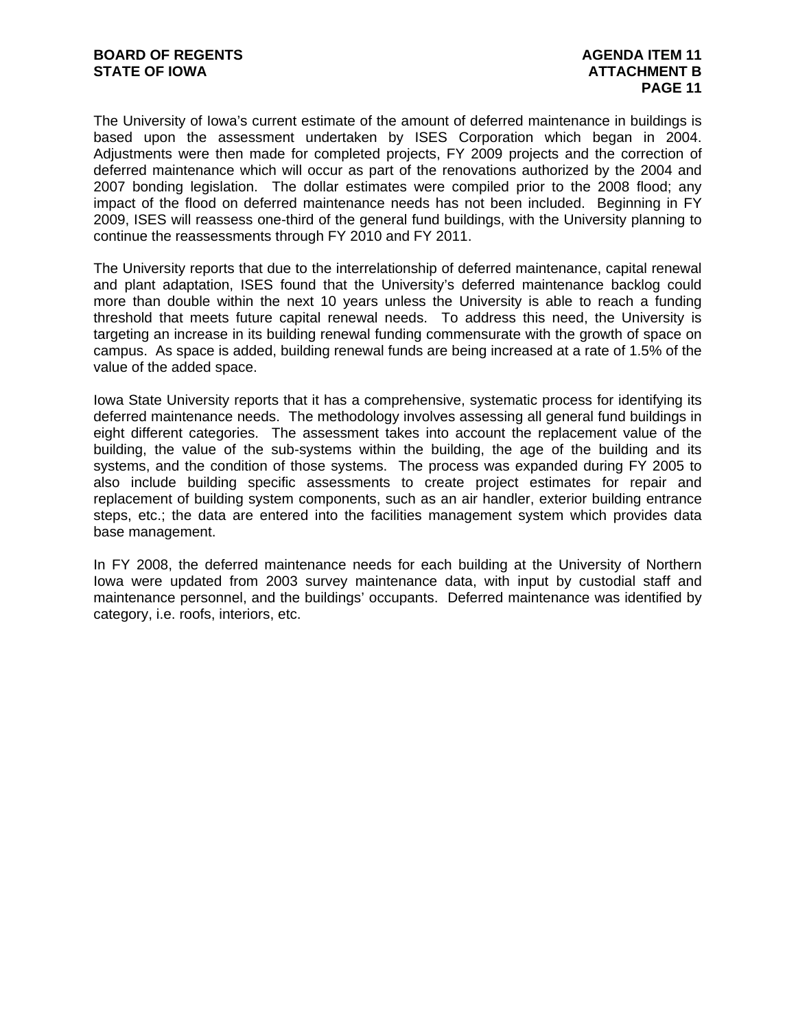The University of Iowa's current estimate of the amount of deferred maintenance in buildings is based upon the assessment undertaken by ISES Corporation which began in 2004. Adjustments were then made for completed projects, FY 2009 projects and the correction of deferred maintenance which will occur as part of the renovations authorized by the 2004 and 2007 bonding legislation. The dollar estimates were compiled prior to the 2008 flood; any impact of the flood on deferred maintenance needs has not been included. Beginning in FY 2009, ISES will reassess one-third of the general fund buildings, with the University planning to continue the reassessments through FY 2010 and FY 2011.

The University reports that due to the interrelationship of deferred maintenance, capital renewal and plant adaptation, ISES found that the University's deferred maintenance backlog could more than double within the next 10 years unless the University is able to reach a funding threshold that meets future capital renewal needs. To address this need, the University is targeting an increase in its building renewal funding commensurate with the growth of space on campus. As space is added, building renewal funds are being increased at a rate of 1.5% of the value of the added space.

Iowa State University reports that it has a comprehensive, systematic process for identifying its deferred maintenance needs. The methodology involves assessing all general fund buildings in eight different categories. The assessment takes into account the replacement value of the building, the value of the sub-systems within the building, the age of the building and its systems, and the condition of those systems. The process was expanded during FY 2005 to also include building specific assessments to create project estimates for repair and replacement of building system components, such as an air handler, exterior building entrance steps, etc.; the data are entered into the facilities management system which provides data base management.

In FY 2008, the deferred maintenance needs for each building at the University of Northern Iowa were updated from 2003 survey maintenance data, with input by custodial staff and maintenance personnel, and the buildings' occupants. Deferred maintenance was identified by category, i.e. roofs, interiors, etc.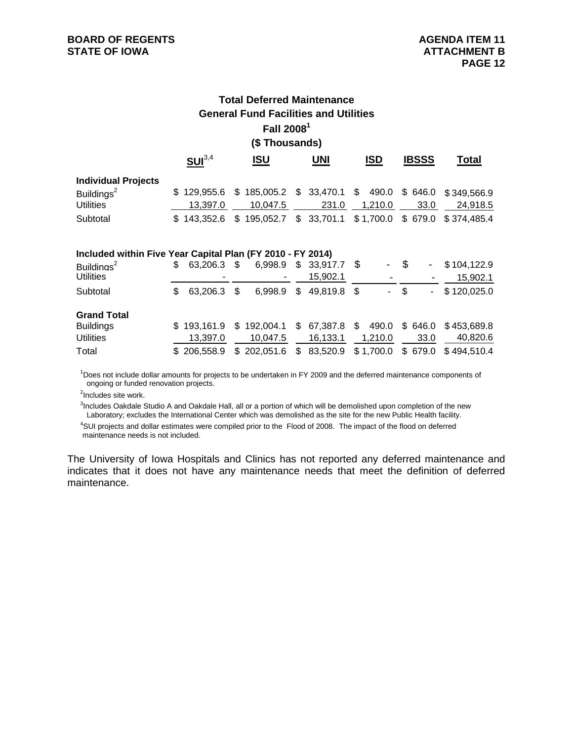## Total Deferred Maintenance
## General Fund Facilities and Utilities
## Fall 2008[1]
## ($ Thousands)

| | SUI[3,4] | ISU | UNI | ISD | IBSSS | Total |
|---|---|---|---|---|---|---|
| **Individual Projects** | | | | | | |
| Buildings[2] | $ 129,955.6 | $ 185,005.2 | $ 33,470.1 | $ 490.0 | $ 646.0 | $ 349,566.9 |
| Utilities | 13,397.0 | 10,047.5 | 231.0 | 1,210.0 | 33.0 | 24,918.5 |
| Subtotal | $ 143,352.6 | $ 195,052.7 | $ 33,701.1 | $ 1,700.0 | $ 679.0 | $ 374,485.4 |
| **Included within Five Year Capital Plan (FY 2010 - FY 2014)** | | | | | | |
| Buildings[2] | $ 63,206.3 | $ 6,998.9 | $ 33,917.7 | $ - | $ - | $ 104,122.9 |
| Utilities | - | - | 15,902.1 | - | - | 15,902.1 |
| Subtotal | $ 63,206.3 | $ 6,998.9 | $ 49,819.8 | $ - | $ - | $ 120,025.0 |
| **Grand Total** | | | | | | |
| Buildings | $ 193,161.9 | $ 192,004.1 | $ 67,387.8 | $ 490.0 | $ 646.0 | $ 453,689.8 |
| Utilities | 13,397.0 | 10,047.5 | 16,133.1 | 1,210.0 | 33.0 | 40,820.6 |
| Total | $ 206,558.9 | $ 202,051.6 | $ 83,520.9 | $ 1,700.0 | $ 679.0 | $ 494,510.4 |

[1]Does not include dollar amounts for projects to be undertaken in FY 2009 and the deferred maintenance components of ongoing or funded renovation projects.

[2]Includes site work.

[3]Includes Oakdale Studio A and Oakdale Hall, all or a portion of which will be demolished upon completion of the new Laboratory; excludes the International Center which was demolished as the site for the new Public Health facility.

[4]SUI projects and dollar estimates were compiled prior to the Flood of 2008. The impact of the flood on deferred maintenance needs is not included.

The University of Iowa Hospitals and Clinics has not reported any deferred maintenance and indicates that it does not have any maintenance needs that meet the definition of deferred maintenance.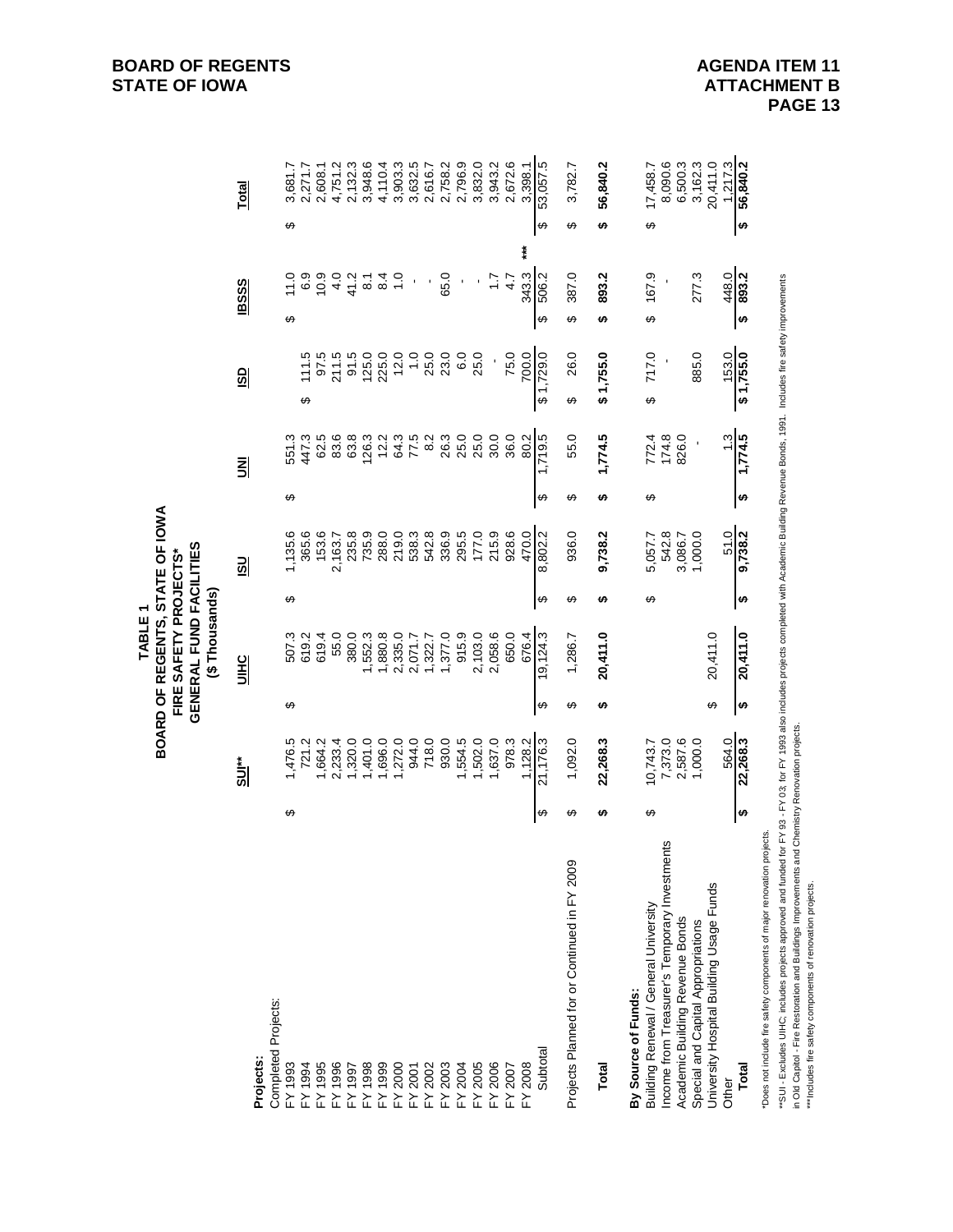BOARD OF REGENTS
STATE OF IOWA

AGENDA ITEM 11
ATTACHMENT B
PAGE 13

**TABLE 1**
**BOARD OF REGENTS, STATE OF IOWA**
**FIRE SAFETY PROJECTS***
**GENERAL FUND FACILITIES**
**($ Thousands)**

| | SUI** | UIHC | ISU | UNI | ISD | IBSSS | Total |
|---|---|---|---|---|---|---|---|
| **Projects:** | | | | | | | |
| Completed Projects: | | | | | | | |
| FY 1993 | $ 1,476.5 | $ 507.3 | $ 1,135.6 | $ 551.3 | | $ 11.0 | $ 3,681.7 |
| FY 1994 | 721.2 | 619.2 | 365.6 | 447.3 | $ 111.5 | 6.9 | 2,271.7 |
| FY 1995 | 1,664.2 | 619.4 | 153.6 | 62.5 | 97.5 | 10.9 | 2,608.1 |
| FY 1996 | 2,233.4 | 55.0 | 2,163.7 | 83.6 | 211.5 | 4.0 | 4,751.2 |
| FY 1997 | 1,320.0 | 380.0 | 235.8 | 63.8 | 91.5 | 41.2 | 2,132.3 |
| FY 1998 | 1,401.0 | 1,552.3 | 735.9 | 126.3 | 125.0 | 8.1 | 3,948.6 |
| FY 1999 | 1,696.0 | 1,880.8 | 288.0 | 12.2 | 225.0 | 8.4 | 4,110.4 |
| FY 2000 | 1,272.0 | 2,335.0 | 219.0 | 64.3 | 12.0 | 1.0 | 3,903.3 |
| FY 2001 | 944.0 | 2,071.7 | 538.3 | 77.5 | 1.0 | - | 3,632.5 |
| FY 2002 | 718.0 | 1,322.7 | 542.8 | 8.2 | 25.0 | - | 2,616.7 |
| FY 2003 | 930.0 | 1,377.0 | 336.9 | 26.3 | 23.0 | 65.0 | 2,758.2 |
| FY 2004 | 1,554.5 | 915.9 | 295.5 | 25.0 | 6.0 | - | 2,796.9 |
| FY 2005 | 1,502.0 | 2,103.0 | 177.0 | 25.0 | 25.0 | - | 3,832.0 |
| FY 2006 | 1,637.0 | 2,058.6 | 215.9 | 30.0 | - | 1.7 | 3,943.2 |
| FY 2007 | 978.3 | 650.0 | 928.6 | 36.0 | 75.0 | 4.7 | 2,672.6 |
| FY 2008 | 1,128.2 | 676.4 | 470.0 | 80.2 | 700.0 | 343.3 *** | 3,398.1 |
| Subtotal | $ 21,176.3 | $ 19,124.3 | $ 8,802.2 | $ 1,719.5 | $ 1,729.0 | $ 506.2 | $ 53,057.5 |
| Projects Planned for or Continued in FY 2009 | $ 1,092.0 | $ 1,286.7 | $ 936.0 | $ 55.0 | $ 26.0 | $ 387.0 | $ 3,782.7 |
| **Total** | **$ 22,268.3** | **$ 20,411.0** | **$ 9,738.2** | **$ 1,774.5** | **$ 1,755.0** | **$ 893.2** | **$ 56,840.2** |
| **By Source of Funds:** | | | | | | | |
| Building Renewal / General University | $ 10,743.7 | | $ 5,057.7 | $ 772.4 | $ 717.0 | $ 167.9 | $ 17,458.7 |
| Income from Treasurer's Temporary Investments | 7,373.0 | | 542.8 | 174.8 | - | - | 8,090.6 |
| Academic Building Revenue Bonds | 2,587.6 | | 3,086.7 | 826.0 | | | 6,500.3 |
| Special and Capital Appropriations | 1,000.0 | | 1,000.0 | - | 885.0 | 277.3 | 3,162.3 |
| University Hospital Building Usage Funds | | $ 20,411.0 | | | | | 20,411.0 |
| Other | 564.0 | | 51.0 | 1.3 | 153.0 | 448.0 | 1,217.3 |
| **Total** | **$ 22,268.3** | **$ 20,411.0** | **$ 9,738.2** | **$ 1,774.5** | **$ 1,755.0** | **$ 893.2** | **$ 56,840.2** |

*Does not include fire safety components of major renovation projects.

**SUI - Excludes UIHC; includes projects approved and funded for FY 93 - FY 03; for FY 1993 also includes projects completed with Academic Building Revenue Bonds, 1991. Includes fire safety improvements in Old Capitol - Fire Restoration and Buildings Improvements and Chemistry Renovation projects.

***Includes fire safety components of renovation projects.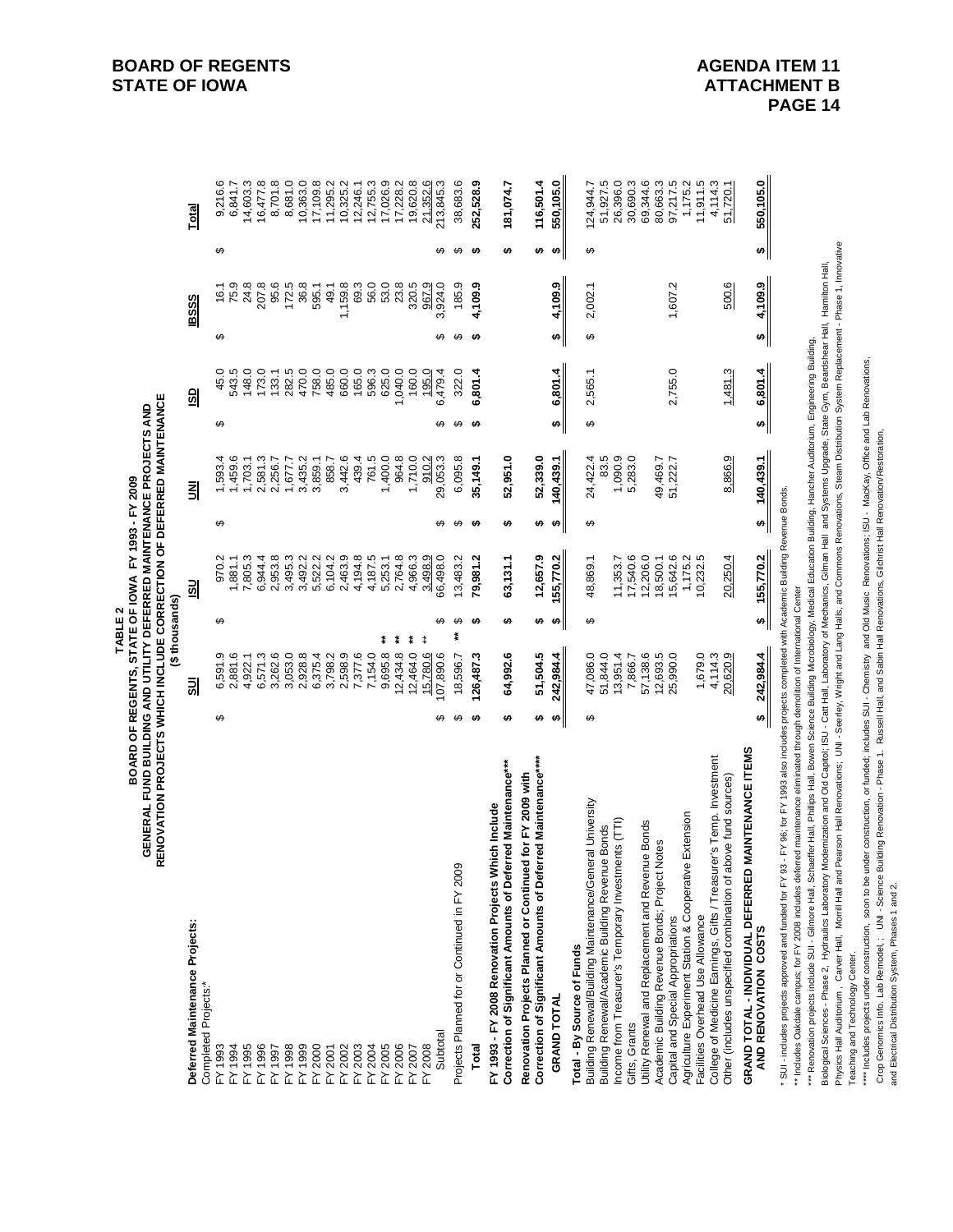**BOARD OF REGENTS**
**STATE OF IOWA**

**AGENDA ITEM 11**
**ATTACHMENT B**
**PAGE 14**

**TABLE 2**
**BOARD OF REGENTS, STATE OF IOWA FY 1993 - FY 2009**
**GENERAL FUND BUILDING AND UTILITY DEFERRED MAINTENANCE PROJECTS AND**
**RENOVATION PROJECTS WHICH INCLUDE CORRECTION OF DEFERRED MAINTENANCE**
**($ thousands)**

| | SUI | ISU | UNI | ISD | IBSSS | Total |
|---|---|---|---|---|---|---|
| **Deferred Maintenance Projects:** | | | | | | |
| Completed Projects:* | | | | | | |
| FY 1993 | $ 6,591.9 | $ 970.2 | $ 1,593.4 | $ 45.0 | $ 16.1 | $ 9,216.6 |
| FY 1994 | 2,881.6 | 1,881.1 | 1,459.6 | 543.5 | 75.9 | 6,841.7 |
| FY 1995 | 4,922.1 | 7,805.3 | 1,703.1 | 148.0 | 24.8 | 14,603.3 |
| FY 1996 | 6,571.3 | 6,944.4 | 2,581.3 | 173.0 | 207.8 | 16,477.8 |
| FY 1997 | 3,262.6 | 2,953.8 | 2,256.7 | 133.1 | 95.6 | 8,701.8 |
| FY 1998 | 3,053.0 | 3,495.3 | 1,677.7 | 282.5 | 172.5 | 8,681.0 |
| FY 1999 | 2,928.8 | 3,492.2 | 3,435.2 | 470.0 | 36.8 | 10,363.0 |
| FY 2000 | 6,375.4 | 5,522.2 | 3,859.1 | 758.0 | 595.1 | 17,109.8 |
| FY 2001 | 3,798.2 | 6,104.2 | 858.7 | 485.0 | 49.1 | 11,295.2 |
| FY 2002 | 2,598.9 | 2,463.9 | 3,442.6 | 660.0 | 1,159.8 | 10,325.2 |
| FY 2003 | 7,377.6 | 4,194.8 | 439.4 | 165.0 | 69.3 | 12,246.1 |
| FY 2004 | 7,154.0 | 4,187.5 | 761.5 | 596.3 | 56.0 | 12,755.3 |
| FY 2005 | 9,695.8 ** | 5,253.1 | 1,400.0 | 625.0 | 53.0 | 17,026.9 |
| FY 2006 | 12,434.8 ** | 2,764.8 | 964.8 | 1,040.0 | 23.8 | 17,228.2 |
| FY 2007 | 12,464.0 ** | 4,966.3 | 1,710.0 | 160.0 | 320.5 | 19,620.8 |
| FY 2008 | 15,780.6 ** | 3,498.9 | 910.2 | 195.0 | 967.9 | 21,352.6 |
| Subtotal | $ 107,890.6 | $ 66,498.0 | $ 29,053.3 | $ 6,479.4 | $ 3,924.0 | $ 213,845.3 |
| Projects Planned for or Continued in FY 2009 | $ 18,596.7 ** | $ 13,483.2 | $ 6,095.8 | $ 322.0 | $ 185.9 | $ 38,683.6 |
| **Total** | **$ 126,487.3** | **$ 79,981.2** | **$ 35,149.1** | **$ 6,801.4** | **$ 4,109.9** | **$ 252,528.9** |
| **FY 1993 - FY 2008 Renovation Projects Which Include Correction of Significant Amounts of Deferred Maintenance***** | **$ 64,992.6** | **$ 63,131.1** | **$ 52,951.0** | | | **$ 181,074.7** |
| **Renovation Projects Planned or Continued for FY 2009 with Correction of Significant Amounts of Deferred Maintenance****** | **$ 51,504.5** | **$ 12,657.9** | **$ 52,339.0** | | | **$ 116,501.4** |
| **GRAND TOTAL** | **$ 242,984.4** | **$ 155,770.2** | **$ 140,439.1** | **$ 6,801.4** | **$ 4,109.9** | **$ 550,105.0** |
| **Total - By Source of Funds** | | | | | | |
| Building Renewal/Building Maintenance/General University | $ 47,086.0 | $ 48,869.1 | $ 24,422.4 | $ 2,565.1 | $ 2,002.1 | $ 124,944.7 |
| Building Renewal/Academic Building Revenue Bonds | 51,844.0 | | 83.5 | | | 51,927.5 |
| Income from Treasurer's Temporary Investments (TTI) | 13,951.4 | 11,353.7 | 1,090.9 | | | 26,396.0 |
| Gifts, Grants | 7,866.7 | 17,540.6 | 5,283.0 | | | 30,690.3 |
| Utility Renewal and Replacement and Revenue Bonds | 57,138.6 | 12,206.0 | | | | 69,344.6 |
| Academic Building Revenue Bonds; Project Notes | 12,693.5 | 18,500.1 | 49,469.7 | | | 80,663.3 |
| Capital and Special Appropriations | 25,990.0 | 15,642.6 | 51,222.7 | 2,755.0 | 1,607.2 | 97,217.5 |
| Agriculture Experiment Station & Cooperative Extension | | 1,175.2 | | | | 1,175.2 |
| Facilities Overhead Use Allowance | 1,679.0 | 10,232.5 | | | | 11,911.5 |
| College of Medicine Earnings, Gifts / Treasurer's Temp. Investment | 4,114.3 | | | | | 4,114.3 |
| Other (includes unspecified combination of above fund sources) | 20,620.9 | 20,250.4 | 8,866.9 | 1,481.3 | 500.6 | 51,720.1 |
| **GRAND TOTAL - INDIVIDUAL DEFERRED MAINTENANCE ITEMS AND RENOVATION COSTS** | **$ 242,984.4** | **$ 155,770.2** | **$ 140,439.1** | **$ 6,801.4** | **$ 4,109.9** | **$ 550,105.0** |

\* SUI - includes projects approved and funded for FY 93 - FY 96; for FY 1993 also includes projects completed with Academic Building Revenue Bonds.

\*\* Includes Oakdale campus; for FY 2008 includes deferred maintenance eliminated through demolition of International Center

\*\*\* Renovation projects include SUI - Gilmore Hall, Schaeffer Hall, Phillips Hall, Bowen Science Building Microbiology, Medical Education Building, Hancher Auditorium, Engineering Building, Biological Sciences - Phase 2, Hydraulics Laboratory Modernization and Old Capitol; ISU - Catt Hall, Laboratory of Mechanics, Gilman Hall and Systems Upgrade, State Gym, Beardshear Hall, Hamilton Hall, Physics Hall Auditorium, Carver Hall, Morrill Hall and Pearson Hall Renovations; UNI - Seerley, Wright and Lang Halls, and Commons Renovations, Steam Distribution System Replacement - Phase 1, Innovative Teaching and Technology Center.

\*\*\*\* Includes projects under construction, soon to be under construction, or funded; includes SUI - Chemistry and Old Music Renovations; ISU - MacKay, Office and Lab Renovations, Crop Genomics Info. Lab Remodel, ; UNI - Science Building Renovation - Phase 1, Russell Hall, and Sabin Hall Renovations, Gilchrist Hall Renovation/Restoration, and Electrical Distribution System, Phases 1 and 2.